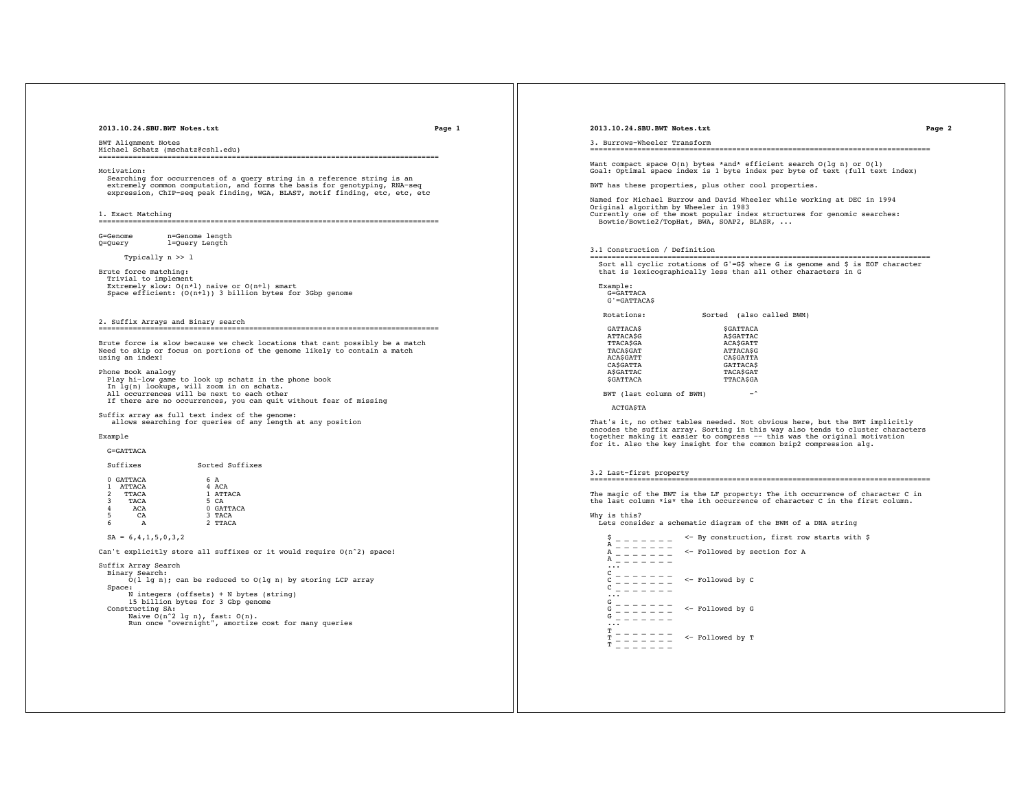BWT Alignment Notes
Michael Schatz (mschatz@cshl.edu)

---

Motivation:
Searching for occurrences of a query string in a reference string is an extremely common computation, and forms the basis for genotyping, RNA-seq expression, ChIP-seq peak finding, WGA, BLAST, motif finding, etc, etc, etc

## 1. Exact Matching

```
G=Genome        n=Genome length
Q=Query         l=Query Length

      Typically n >> l
```

Brute force matching:
- Trivial to implement
- Extremely slow: O(n*l) naive or O(n+l) smart
- Space efficient: (O(n+l)) 3 billion bytes for 3Gbp genome

## 2. Suffix Arrays and Binary search

Brute force is slow because we check locations that cant possibly be a match
Need to skip or focus on portions of the genome likely to contain a match using an index!

Phone Book analogy
- Play hi-low game to look up schatz in the phone book
- In lg(n) lookups, will zoom in on schatz.
- All occurrences will be next to each other
- If there are no occurrences, you can quit without fear of missing

Suffix array as full text index of the genome:
allows searching for queries of any length at any position

Example

```
  G=GATTACA

  Suffixes              Sorted Suffixes

  0 GATTACA              6 A
  1  ATTACA              4 ACA
  2   TTACA              1 ATTACA
  3    TACA              5 CA
  4     ACA              0 GATTACA
  5      CA              3 TACA
  6       A              2 TTACA

  SA = 6,4,1,5,0,3,2
```

Can't explicitly store all suffixes or it would require O(n^2) space!

Suffix Array Search
- Binary Search:
  - O(l lg n); can be reduced to O(lg n) by storing LCP array
- Space:
  - N integers (offsets) + N bytes (string)
  - 15 billion bytes for 3 Gbp genome
- Constructing SA:
  - Naive O(n^2 lg n), fast: O(n).
  - Run once "overnight", amortize cost for many queries

## 3. Burrows-Wheeler Transform

Want compact space O(n) bytes *and* efficient search O(lg n) or O(l)
Goal: Optimal space index is 1 byte index per byte of text (full text index)

BWT has these properties, plus other cool properties.

Named for Michael Burrow and David Wheeler while working at DEC in 1994
Original algorithm by Wheeler in 1983
Currently one of the most popular index structures for genomic searches:
Bowtie/Bowtie2/TopHat, BWA, SOAP2, BLASR, ...

### 3.1 Construction / Definition

Sort all cyclic rotations of G'=G$ where G is genome and $ is EOF character that is lexicographically less than all other characters in G

```
  Example:
    G=GATTACA
    G'=GATTACA$

   Rotations:             Sorted  (also called BWM)

    GATTACA$                  $GATTACA
    ATTACA$G                  A$GATTAC
    TTACA$GA                  ACA$GATT
    TACA$GAT                  ATTACA$G
    ACA$GATT                  CA$GATTA
    CA$GATTA                  GATTACA$
    A$GATTAC                  TACA$GAT
    $GATTACA                  TTACA$GA

   BWT (last column of BWM)          -^

     ACTGA$TA
```

That's it, no other tables needed. Not obvious here, but the BWT implicitly encodes the suffix array. Sorting in this way also tends to cluster characters together making it easier to compress -- this was the original motivation for it. Also the key insight for the common bzip2 compression alg.

### 3.2 Last-first property

The magic of the BWT is the LF property: The ith occurrence of character C in the last column *is* the ith occurrence of character C in the first column.

Why is this?
Lets consider a schematic diagram of the BWM of a DNA string

```
    $ _ _ _ _ _ _ _   <- By construction, first row starts with $
    A _ _ _ _ _ _ _
    A _ _ _ _ _ _ _   <- Followed by section for A
    A _ _ _ _ _ _ _
    ...
    C _ _ _ _ _ _ _
    C _ _ _ _ _ _ _   <- Followed by C
    C _ _ _ _ _ _ _
    ...
    G _ _ _ _ _ _ _
    G _ _ _ _ _ _ _   <- Followed by G
    G _ _ _ _ _ _ _
    ...
    T _ _ _ _ _ _ _
    T _ _ _ _ _ _ _   <- Followed by T
    T _ _ _ _ _ _ _
```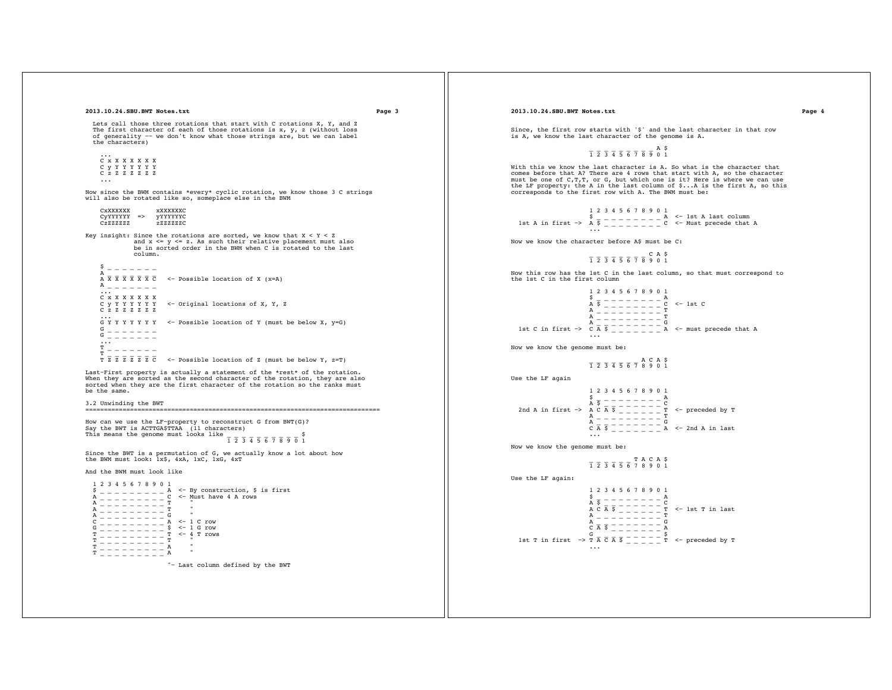Lets call those three rotations that start with C rotations X, Y, and Z
The first character of each of those rotations is x, y, z (without loss of generality -- we don't know what those strings are, but we can label the characters)

```
...
C x X X X X X X
C y Y Y Y Y Y Y
C z Z Z Z Z Z Z
...
```

Now since the BWM contains *every* cyclic rotation, we know those 3 C strings will also be rotated like so, someplace else in the BWM

```
CxXXXXXX        xXXXXXXC
CyYYYYYY  =>    yYYYYYYC
CzZZZZZZ        zZZZZZZC
```

Key insight: Since the rotations are sorted, we know that X < Y < Z and x <= y <= z. As such their relative placement must also be in sorted order in the BWM when C is rotated to the last column.

```
$ _ _ _ _ _ _ _
A _ _ _ _ _ _ _
A X X X X X X C   <- Possible location of X (x=A)
A _ _ _ _ _ _ _
...
C x X X X X X X
C y Y Y Y Y Y Y   <- Original locations of X, Y, Z
C z Z Z Z Z Z Z
...
G Y Y Y Y Y Y Y   <- Possible location of Y (must be below X, y=G)
G _ _ _ _ _ _ _
G _ _ _ _ _ _ _
...
T _ _ _ _ _ _ _
T _ _ _ _ _ _ _
T Z Z Z Z Z Z C   <- Possible location of Z (must be below Y, z=T)
```

Last-First property is actually a statement of the *rest* of the rotation. When they are sorted as the second character of the rotation, they are also sorted when they are the first character of the rotation so the ranks must be the same.

## 3.2 Unwinding the BWT

How can we use the LF-property to reconstruct G from BWT(G)?
Say the BWT is ACTTGA$TTAA (11 characters)
This means the genome must looks like

```
_ _ _ _ _ _ _ _ _ _ $
1 2 3 4 5 6 7 8 9 0 1
```

Since the BWT is a permutation of G, we actually know a lot about how the BWM must look: 1x$, 4xA, 1xC, 1xG, 4xT

And the BWM must look like

```
1 2 3 4 5 6 7 8 9 0 1
$ _ _ _ _ _ _ _ _ _ A  <- By construction, $ is first
A _ _ _ _ _ _ _ _ _ C  <- Must have 4 A rows
A _ _ _ _ _ _ _ _ _ T     "
A _ _ _ _ _ _ _ _ _ T     "
A _ _ _ _ _ _ _ _ _ G     "
C _ _ _ _ _ _ _ _ _ A  <- 1 C row
G _ _ _ _ _ _ _ _ _ $  <- 1 G row
T _ _ _ _ _ _ _ _ _ T  <- 4 T rows
T _ _ _ _ _ _ _ _ _ T     "
T _ _ _ _ _ _ _ _ _ A     "
T _ _ _ _ _ _ _ _ _ A     "
                    ^- Last column defined by the BWT
```

Since, the first row starts with '$' and the last character in that row is A, we know the last character of the genome is A.

```
_ _ _ _ _ _ _ _ _ A $
1 2 3 4 5 6 7 8 9 0 1
```

With this we know the last character is A. So what is the character that comes before that A? There are 4 rows that start with A, so the character must be one of C,T,T, or G, but which one is it? Here is where we can use the LF property: the A in the last column of $...A is the first A, so this corresponds to the first row with A. The BWM must be:

```
                    1 2 3 4 5 6 7 8 9 0 1
                    $ _ _ _ _ _ _ _ _ _ A  <- 1st A last column
  1st A in first -> A $ _ _ _ _ _ _ _ _ C  <- Must precede that A
                    ...
```

Now we know the character before A$ must be C:

```
_ _ _ _ _ _ _ _ C A $
1 2 3 4 5 6 7 8 9 0 1
```

Now this row has the 1st C in the last column, so that must correspond to the 1st C in the first column

```
                    1 2 3 4 5 6 7 8 9 0 1
                    $ _ _ _ _ _ _ _ _ _ A
                    A $ _ _ _ _ _ _ _ _ C  <- 1st C
                    A _ _ _ _ _ _ _ _ _ T
                    A _ _ _ _ _ _ _ _ _ T
                    A _ _ _ _ _ _ _ _ _ G
  1st C in first -> C A $ _ _ _ _ _ _ _ A  <- must precede that A
                    ...
```

Now we know the genome must be:

```
_ _ _ _ _ _ _ A C A $
1 2 3 4 5 6 7 8 9 0 1
```

Use the LF again

```
                    1 2 3 4 5 6 7 8 9 0 1
                    $ _ _ _ _ _ _ _ _ _ A
                    A $ _ _ _ _ _ _ _ _ C
  2nd A in first -> A C A $ _ _ _ _ _ _ T  <- preceded by T
                    A _ _ _ _ _ _ _ _ _ T
                    A _ _ _ _ _ _ _ _ _ G
                    C A $ _ _ _ _ _ _ _ A  <- 2nd A in last
                    ...
```

Now we know the genome must be:

```
_ _ _ _ _ _ T A C A $
1 2 3 4 5 6 7 8 9 0 1
```

Use the LF again:

```
                    1 2 3 4 5 6 7 8 9 0 1
                    $ _ _ _ _ _ _ _ _ _ A
                    A $ _ _ _ _ _ _ _ _ C
                    A C A $ _ _ _ _ _ _ T  <- 1st T in last
                    A _ _ _ _ _ _ _ _ _ T
                    A _ _ _ _ _ _ _ _ _ G
                    C A $ _ _ _ _ _ _ _ A
                    G _ _ _ _ _ _ _ _ _ $
  1st T in first -> T A C A $ _ _ _ _ _ T  <- preceded by T
                    ...
```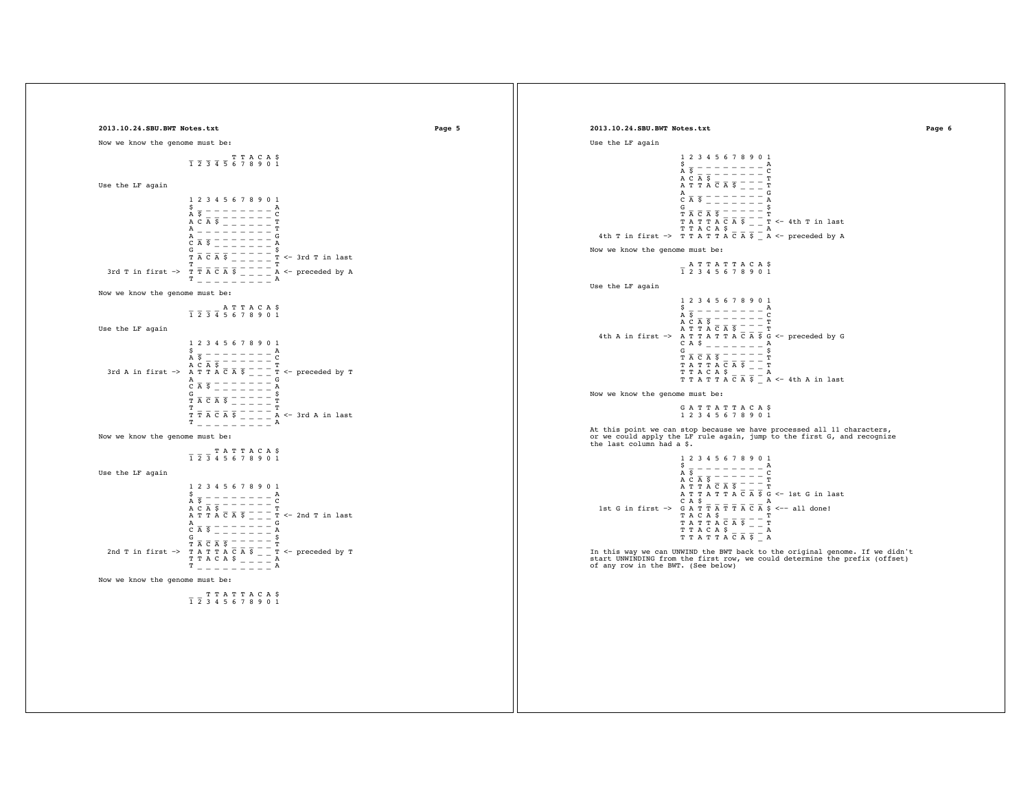Now we know the genome must be:

```
          _ _ _ _ _ T T A C A $
          1 2 3 4 5 6 7 8 9 0 1
```

Use the LF again

```
                      1 2 3 4 5 6 7 8 9 0 1
                      $ _ _ _ _ _ _ _ _ _ A
                      A $ _ _ _ _ _ _ _ _ C
                      A C A $ _ _ _ _ _ _ T
                      A _ _ _ _ _ _ _ _ _ T
                      A _ _ _ _ _ _ _ _ _ G
                      C A $ _ _ _ _ _ _ _ A
                      G _ _ _ _ _ _ _ _ _ $
                      T A C A $ _ _ _ _ _ T <- 3rd T in last
                      T _ _ _ _ _ _ _ _ _ T
   3rd T in first ->  T T A C A $ _ _ _ _ A <- preceded by A
                      T _ _ _ _ _ _ _ _ _ A
```

Now we know the genome must be:

```
          _ _ _ _ A T T A C A $
          1 2 3 4 5 6 7 8 9 0 1
```

Use the LF again

```
                      1 2 3 4 5 6 7 8 9 0 1
                      $ _ _ _ _ _ _ _ _ _ A
                      A $ _ _ _ _ _ _ _ _ C
                      A C A $ _ _ _ _ _ _ T
   3rd A in first ->  A T T A C A $ _ _ _ T <- preceded by T
                      A _ _ _ _ _ _ _ _ _ G
                      C A $ _ _ _ _ _ _ _ A
                      G _ _ _ _ _ _ _ _ _ $
                      T A C A $ _ _ _ _ _ T
                      T _ _ _ _ _ _ _ _ _ T
                      T T A C A $ _ _ _ _ A <- 3rd A in last
                      T _ _ _ _ _ _ _ _ _ A
```

Now we know the genome must be:

```
          _ _ _ T A T T A C A $
          1 2 3 4 5 6 7 8 9 0 1
```

Use the LF again

```
                      1 2 3 4 5 6 7 8 9 0 1
                      $ _ _ _ _ _ _ _ _ _ A
                      A $ _ _ _ _ _ _ _ _ C
                      A C A $ _ _ _ _ _ _ T
                      A T T A C A $ _ _ _ T <- 2nd T in last
                      A _ _ _ _ _ _ _ _ _ G
                      C A $ _ _ _ _ _ _ _ A
                      G _ _ _ _ _ _ _ _ _ $
                      T A C A $ _ _ _ _ _ T
   2nd T in first ->  T A T T A C A $ _ _ T <- preceded by T
                      T T A C A $ _ _ _ _ A
                      T _ _ _ _ _ _ _ _ _ A
```

Now we know the genome must be:

```
          _ _ T T A T T A C A $
          1 2 3 4 5 6 7 8 9 0 1
```

Use the LF again

```
                      1 2 3 4 5 6 7 8 9 0 1
                      $ _ _ _ _ _ _ _ _ _ A
                      A $ _ _ _ _ _ _ _ _ C
                      A C A $ _ _ _ _ _ _ T
                      A T T A C A $ _ _ _ T
                      A _ _ _ _ _ _ _ _ _ G
                      C A $ _ _ _ _ _ _ _ A
                      G _ _ _ _ _ _ _ _ _ $
                      T A C A $ _ _ _ _ _ T
                      T A T T A C A $ _ _ T <- 4th T in last
                      T T A C A $ _ _ _ _ A
   4th T in first ->  T T A T T A C A $ _ A <- preceded by A
```

Now we know the genome must be:

```
          _ A T T A T T A C A $
          1 2 3 4 5 6 7 8 9 0 1
```

Use the LF again

```
                      1 2 3 4 5 6 7 8 9 0 1
                      $ _ _ _ _ _ _ _ _ _ A
                      A $ _ _ _ _ _ _ _ _ C
                      A C A $ _ _ _ _ _ _ T
                      A T T A C A $ _ _ _ T
   4th A in first ->  A T T A T T A C A $ G <- preceded by G
                      C A $ _ _ _ _ _ _ _ A
                      G _ _ _ _ _ _ _ _ _ $
                      T A C A $ _ _ _ _ _ T
                      T A T T A C A $ _ _ T
                      T T A C A $ _ _ _ _ A
                      T T A T T A C A $ _ A <- 4th A in last
```

Now we know the genome must be:

```
          G A T T A T T A C A $
          1 2 3 4 5 6 7 8 9 0 1
```

At this point we can stop because we have processed all 11 characters, or we could apply the LF rule again, jump to the first G, and recognize the last column had a $.

```
                      1 2 3 4 5 6 7 8 9 0 1
                      $ _ _ _ _ _ _ _ _ _ A
                      A $ _ _ _ _ _ _ _ _ C
                      A C A $ _ _ _ _ _ _ T
                      A T T A C A $ _ _ _ T
                      A T T A T T A C A $ G <- 1st G in last
                      C A $ _ _ _ _ _ _ _ A
   1st G in first ->  G A T T A T T A C A $ <-- all done!
                      T A C A $ _ _ _ _ _ T
                      T A T T A C A $ _ _ T
                      T T A C A $ _ _ _ _ A
                      T T A T T A C A $ _ A
```

In this way we can UNWIND the BWT back to the original genome. If we didn't start UNWINDING from the first row, we could determine the prefix (offset) of any row in the BWT. (See below)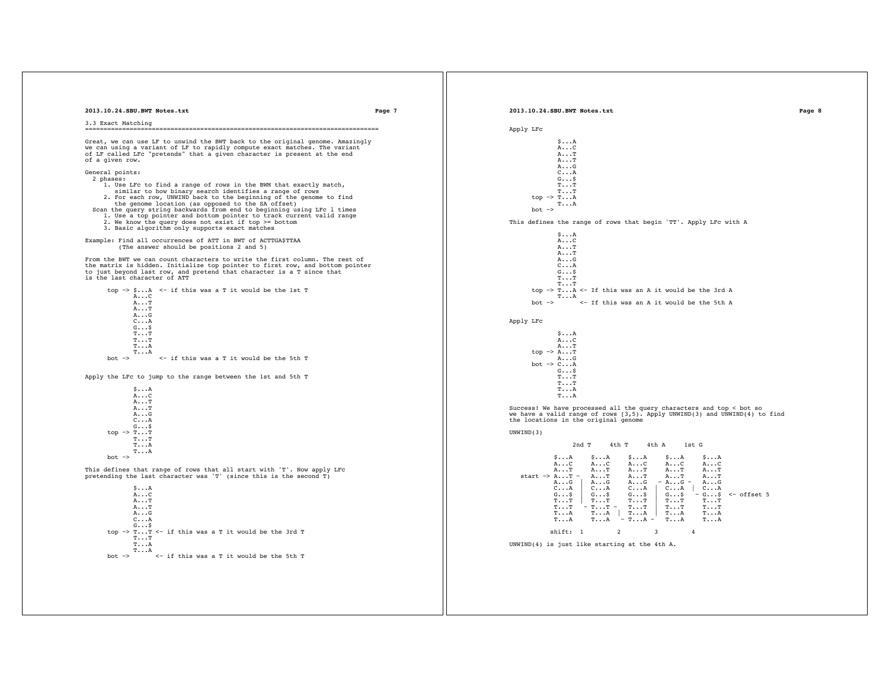3.3 Exact Matching
================================================================================

Great, we can use LF to unwind the BWT back to the original genome. Amazingly we can using a variant of LF to rapidly compute exact matches. The variant of LF called LFc "pretends" that a given character is present at the end of a given row.

General points:
- 2 phases:
    1. Use LFc to find a range of rows in the BWM that exactly match, similar to how binary search identifies a range of rows
    2. For each row, UNWIND back to the beginning of the genome to find the genome location (as opposed to the SA offset)
- Scan the query string backwards from end to beginning using LFc l times
    1. Use a top pointer and bottom pointer to track current valid range
    2. We know the query does not exist if top >= bottom
    3. Basic algorithm only supports exact matches

Example: Find all occurrences of ATT in BWT of ACTTGA$TTAA
(The answer should be positions 2 and 5)

From the BWT we can count characters to write the first column. The rest of the matrix is hidden. Initialize top pointer to first row, and bottom pointer to just beyond last row, and pretend that character is a T since that is the last character of ATT

```
      top -> $...A  <- if this was a T it would be the 1st T
             A...C
             A...T
             A...T
             A...G
             C...A
             G...$
             T...T
             T...T
             T...A
             T...A
      bot ->        <- if this was a T it would be the 5th T
```

Apply the LFc to jump to the range between the 1st and 5th T

```
             $...A
             A...C
             A...T
             A...T
             A...G
             C...A
             G...$
      top -> T...T
             T...T
             T...A
             T...A
      bot ->
```

This defines that range of rows that all start with 'T'. Now apply LFc pretending the last character was 'T' (since this is the second T)

```
             $...A
             A...C
             A...T
             A...T
             A...G
             C...A
             G...$
      top -> T...T <- if this was a T it would be the 3rd T
             T...T
             T...A
             T...A
      bot ->        <- if this was a T it would be the 5th T
```

Apply LFc

```
             $...A
             A...C
             A...T
             A...T
             A...G
             C...A
             G...$
             T...T
             T...T
      top -> T...A
             T...A
      bot ->
```

This defines the range of rows that begin 'TT'. Apply LFc with A

```
             $...A
             A...C
             A...T
             A...T
             A...G
             C...A
             G...$
             T...T
             T...T
      top -> T...A <- If this was an A it would be the 3rd A
             T...A
      bot ->       <- If this was an A it would be the 5th A
```

Apply LFc

```
             $...A
             A...C
             A...T
      top -> A...T
             A...G
      bot -> C...A
             G...$
             T...T
             T...T
             T...A
             T...A
```

Success! We have processed all the query characters and top < bot so we have a valid range of rows [3,5). Apply UNWIND(3) and UNWIND(4) to find the locations in the original genome

UNWIND(3)

```
              2nd T     4th T     4th A     1st G

          $...A     $...A     $...A     $...A     $...A
          A...C     A...C     A...C     A...C     A...C
          A...T     A...T     A...T     A...T     A...T
 start -> A...T -   A...T     A...T     A...T     A...T
          A...G  |  A...G     A...G   - A...G -   A...G
          C...A  |  C...A     C...A  |  C...A  |  C...A
          G...$  |  G...$     G...$  |  G...$   - G...$  <- offset 5
          T...T  |  T...T     T...T  |  T...T     T...T
          T...T   - T...T -   T...T  |  T...T     T...T
          T...A     T...A  |  T...A  |  T...A     T...A
          T...A     T...A   - T...A -   T...A     T...A

         shift:  1         2         3         4
```

UNWIND(4) is just like starting at the 4th A.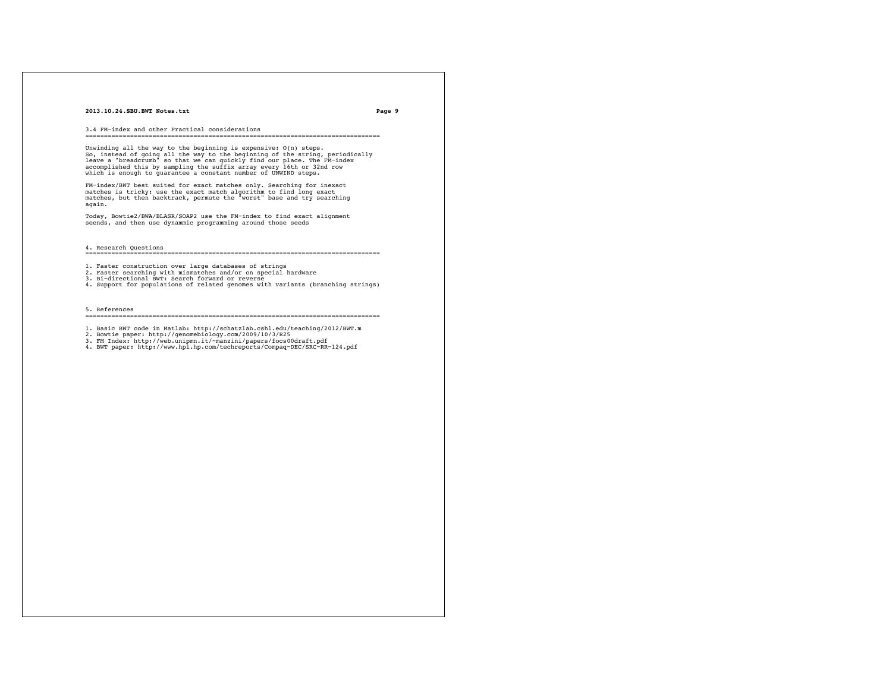## 3.4 FM-index and other Practical considerations

Unwinding all the way to the beginning is expensive: $O(n)$ steps.
So, instead of going all the way to the beginning of the string, periodically leave a "breadcrumb" so that we can quickly find our place. The FM-index accomplished this by sampling the suffix array every 16th or 32nd row which is enough to guarantee a constant number of UNWIND steps.

FM-index/BWT best suited for exact matches only. Searching for inexact matches is tricky: use the exact match algorithm to find long exact matches, but then backtrack, permute the "worst" base and try searching again.

Today, Bowtie2/BWA/BLASR/SOAP2 use the FM-index to find exact alignment seends, and then use dynammic programming around those seeds

## 4. Research Questions

1. Faster construction over large databases of strings
2. Faster searching with mismatches and/or on special hardware
3. Bi-directional BWT: Search forward or reverse
4. Support for populations of related genomes with variants (branching strings)

## 5. References

1. Basic BWT code in Matlab: http://schatzlab.cshl.edu/teaching/2012/BWT.m
2. Bowtie paper: http://genomebiology.com/2009/10/3/R25
3. FM Index: http://web.unipmn.it/~manzini/papers/focs00draft.pdf
4. BWT paper: http://www.hpl.hp.com/techreports/Compaq-DEC/SRC-RR-124.pdf